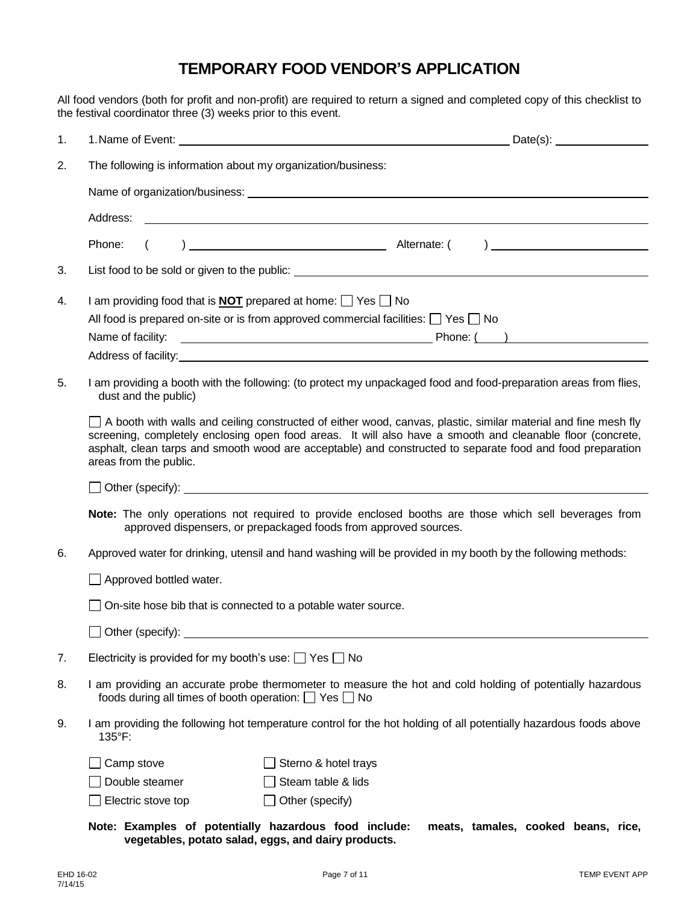# TEMPORARY FOOD VENDOR'S APPLICATION

All food vendors (both for profit and non-profit) are required to return a signed and completed copy of this checklist to the festival coordinator three (3) weeks prior to this event.

1. 1. Name of Event: ______________________________ Date(s): ______________

2. The following is information about my organization/business:

   Name of organization/business: ______________________________

   Address: ______________________________

   Phone: ( ) ______________________________ Alternate: ( ) ______________________________

3. List food to be sold or given to the public: ______________________________

4. I am providing food that is **NOT** prepared at home: ☐ Yes ☐ No

   All food is prepared on-site or is from approved commercial facilities: ☐ Yes ☐ No

   Name of facility: ______________________________ Phone: ( ) ______________

   Address of facility: ______________________________

5. I am providing a booth with the following: (to protect my unpackaged food and food-preparation areas from flies, dust and the public)

   ☐ A booth with walls and ceiling constructed of either wood, canvas, plastic, similar material and fine mesh fly screening, completely enclosing open food areas. It will also have a smooth and cleanable floor (concrete, asphalt, clean tarps and smooth wood are acceptable) and constructed to separate food and food preparation areas from the public.

   ☐ Other (specify): ______________________________

   **Note:** The only operations not required to provide enclosed booths are those which sell beverages from approved dispensers, or prepackaged foods from approved sources.

6. Approved water for drinking, utensil and hand washing will be provided in my booth by the following methods:

   ☐ Approved bottled water.

   ☐ On-site hose bib that is connected to a potable water source.

   ☐ Other (specify): ______________________________

7. Electricity is provided for my booth's use: ☐ Yes ☐ No

8. I am providing an accurate probe thermometer to measure the hot and cold holding of potentially hazardous foods during all times of booth operation: ☐ Yes ☐ No

9. I am providing the following hot temperature control for the hot holding of all potentially hazardous foods above 135°F:

   ☐ Camp stove ☐ Sterno & hotel trays

   ☐ Double steamer ☐ Steam table & lids

   ☐ Electric stove top ☐ Other (specify)

   **Note: Examples of potentially hazardous food include: meats, tamales, cooked beans, rice, vegetables, potato salad, eggs, and dairy products.**

EHD 16-02
7/14/15

TEMP EVENT APP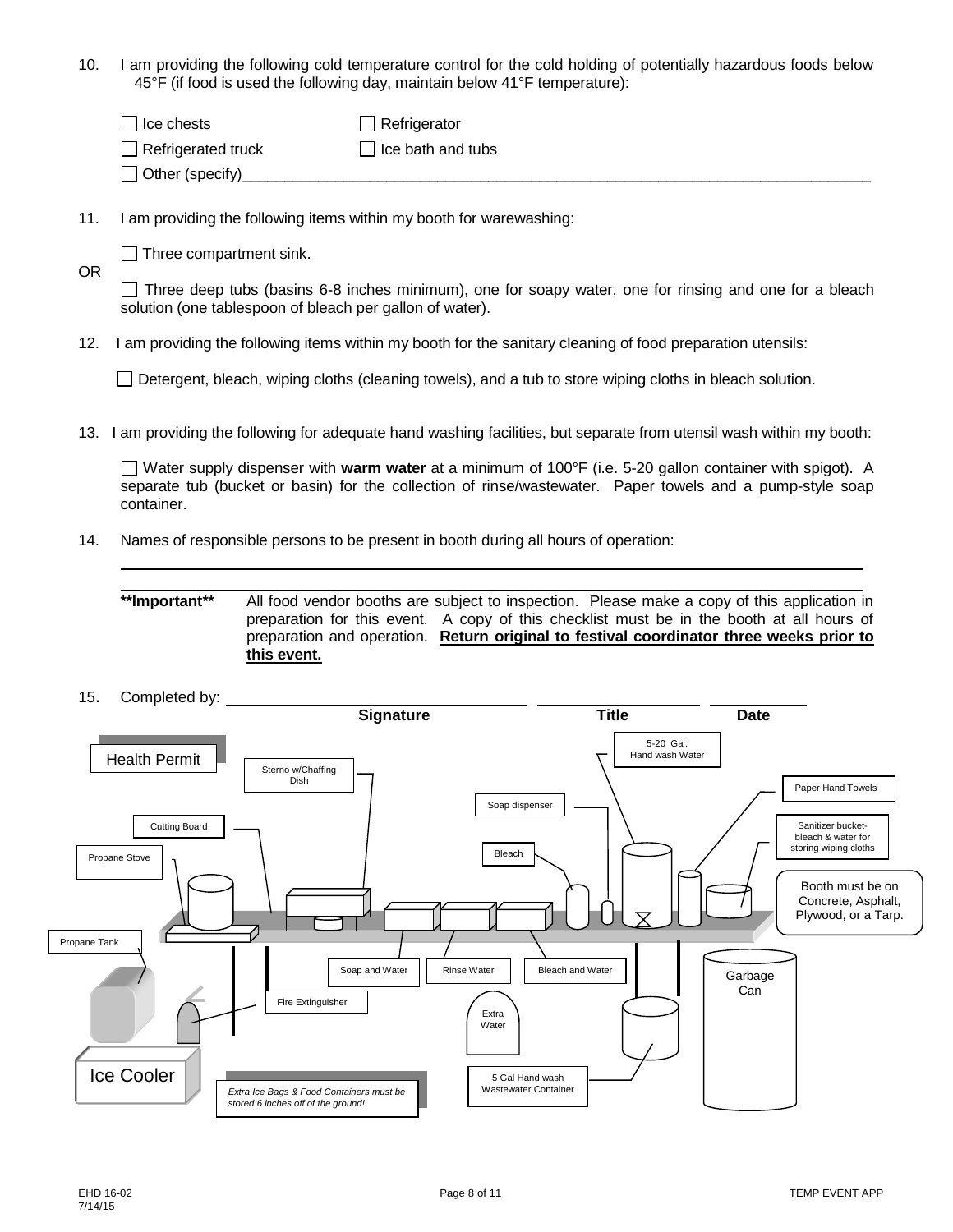10. I am providing the following cold temperature control for the cold holding of potentially hazardous foods below 45°F (if food is used the following day, maintain below 41°F temperature):

☐ Ice chests ☐ Refrigerator

☐ Refrigerated truck ☐ Ice bath and tubs

☐ Other (specify)\_\_\_\_\_\_\_\_\_\_\_\_\_\_\_\_\_\_\_\_\_\_\_\_\_\_\_\_\_\_\_\_\_\_\_\_\_\_\_\_\_\_\_\_\_\_\_\_\_\_\_\_\_\_\_\_\_\_\_\_\_\_

11. I am providing the following items within my booth for warewashing:

☐ Three compartment sink.

OR

☐ Three deep tubs (basins 6-8 inches minimum), one for soapy water, one for rinsing and one for a bleach solution (one tablespoon of bleach per gallon of water).

12. I am providing the following items within my booth for the sanitary cleaning of food preparation utensils:

☐ Detergent, bleach, wiping cloths (cleaning towels), and a tub to store wiping cloths in bleach solution.

13. I am providing the following for adequate hand washing facilities, but separate from utensil wash within my booth:

☐ Water supply dispenser with **warm water** at a minimum of 100°F (i.e. 5-20 gallon container with spigot). A separate tub (bucket or basin) for the collection of rinse/wastewater. Paper towels and a pump-style soap container.

14. Names of responsible persons to be present in booth during all hours of operation:

\_\_\_\_\_\_\_\_\_\_\_\_\_\_\_\_\_\_\_\_\_\_\_\_\_\_\_\_\_\_\_\_\_\_\_\_\_\_\_\_\_\_\_\_\_\_\_\_\_\_\_\_\_\_\_\_\_\_\_\_\_\_\_\_\_\_\_\_\_\_

\_\_\_\_\_\_\_\_\_\_\_\_\_\_\_\_\_\_\_\_\_\_\_\_\_\_\_\_\_\_\_\_\_\_\_\_\_\_\_\_\_\_\_\_\_\_\_\_\_\_\_\_\_\_\_\_\_\_\_\_\_\_\_\_\_\_\_\_\_\_

**\*\*Important\*\*** All food vendor booths are subject to inspection. Please make a copy of this application in preparation for this event. A copy of this checklist must be in the booth at all hours of preparation and operation. **Return original to festival coordinator three weeks prior to this event.**

15. Completed by: \_\_\_\_\_\_\_\_\_\_\_\_\_\_\_\_\_\_\_\_\_\_\_\_\_\_ \_\_\_\_\_\_\_\_\_\_\_\_\_\_ \_\_\_\_\_\_\_\_\_\_

**Signature** **Title** **Date**

Health Permit

Sterno w/Chaffing Dish

5-20 Gal. Hand wash Water

Paper Hand Towels

Soap dispenser

Cutting Board

Sanitizer bucket-bleach & water for storing wiping cloths

Propane Stove

Bleach

Booth must be on Concrete, Asphalt, Plywood, or a Tarp.

Propane Tank

Soap and Water

Rinse Water

Bleach and Water

Garbage Can

Fire Extinguisher

Extra Water

Ice Cooler

5 Gal Hand wash Wastewater Container

*Extra Ice Bags & Food Containers must be stored 6 inches off of the ground!*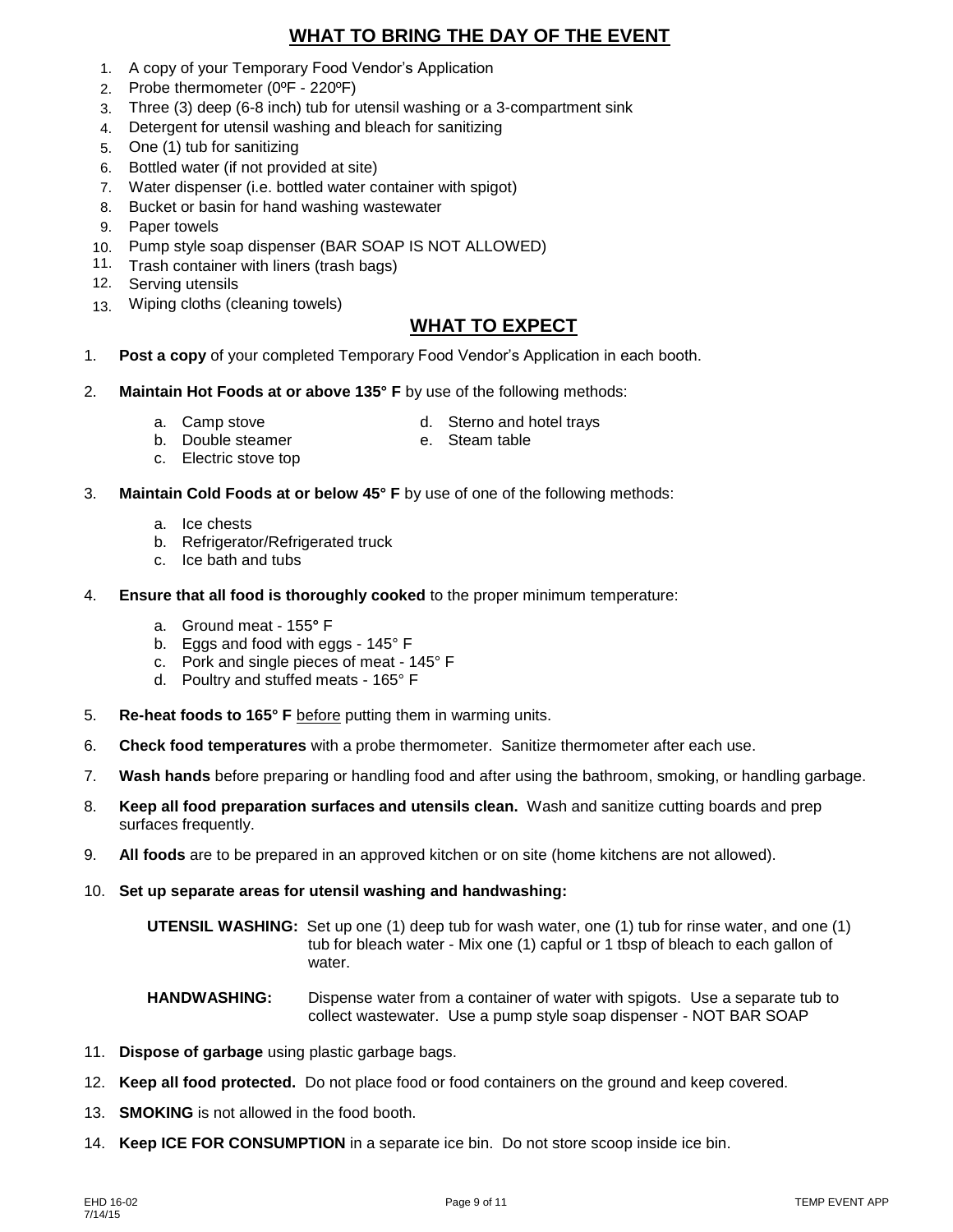## WHAT TO BRING THE DAY OF THE EVENT

1. A copy of your Temporary Food Vendor's Application
2. Probe thermometer (0ºF - 220ºF)
3. Three (3) deep (6-8 inch) tub for utensil washing or a 3-compartment sink
4. Detergent for utensil washing and bleach for sanitizing
5. One (1) tub for sanitizing
6. Bottled water (if not provided at site)
7. Water dispenser (i.e. bottled water container with spigot)
8. Bucket or basin for hand washing wastewater
9. Paper towels
10. Pump style soap dispenser (BAR SOAP IS NOT ALLOWED)
11. Trash container with liners (trash bags)
12. Serving utensils
13. Wiping cloths (cleaning towels)

## WHAT TO EXPECT

1. **Post a copy** of your completed Temporary Food Vendor's Application in each booth.
2. **Maintain Hot Foods at or above 135° F** by use of the following methods:
   a. Camp stove
   b. Double steamer
   c. Electric stove top
   d. Sterno and hotel trays
   e. Steam table
3. **Maintain Cold Foods at or below 45° F** by use of one of the following methods:
   a. Ice chests
   b. Refrigerator/Refrigerated truck
   c. Ice bath and tubs
4. **Ensure that all food is thoroughly cooked** to the proper minimum temperature:
   a. Ground meat - 155° F
   b. Eggs and food with eggs - 145° F
   c. Pork and single pieces of meat - 145° F
   d. Poultry and stuffed meats - 165° F
5. **Re-heat foods to 165° F** before putting them in warming units.
6. **Check food temperatures** with a probe thermometer. Sanitize thermometer after each use.
7. **Wash hands** before preparing or handling food and after using the bathroom, smoking, or handling garbage.
8. **Keep all food preparation surfaces and utensils clean.** Wash and sanitize cutting boards and prep surfaces frequently.
9. **All foods** are to be prepared in an approved kitchen or on site (home kitchens are not allowed).
10. **Set up separate areas for utensil washing and handwashing:**

    **UTENSIL WASHING:** Set up one (1) deep tub for wash water, one (1) tub for rinse water, and one (1) tub for bleach water - Mix one (1) capful or 1 tbsp of bleach to each gallon of water.

    **HANDWASHING:** Dispense water from a container of water with spigots. Use a separate tub to collect wastewater. Use a pump style soap dispenser - NOT BAR SOAP

11. **Dispose of garbage** using plastic garbage bags.
12. **Keep all food protected.** Do not place food or food containers on the ground and keep covered.
13. **SMOKING** is not allowed in the food booth.
14. **Keep ICE FOR CONSUMPTION** in a separate ice bin. Do not store scoop inside ice bin.